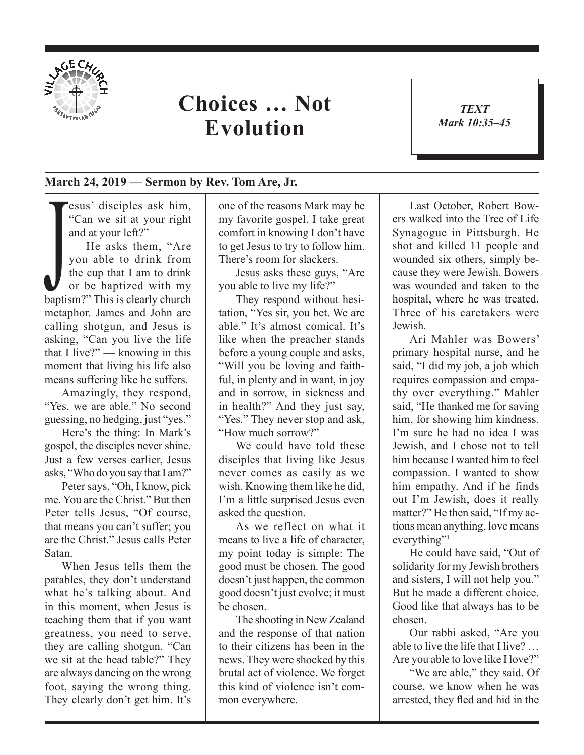# Choices … Not Evolution

***TEXT***
***Mark 10:35–45***

**March 24, 2019 — Sermon by Rev. Tom Are, Jr.**

Jesus' disciples ask him, "Can we sit at your right and at your left?"

He asks them, "Are you able to drink from the cup that I am to drink or be baptized with my baptism?" This is clearly church metaphor. James and John are calling shotgun, and Jesus is asking, "Can you live the life that I live?" — knowing in this moment that living his life also means suffering like he suffers.

Amazingly, they respond, "Yes, we are able." No second guessing, no hedging, just "yes."

Here's the thing: In Mark's gospel, the disciples never shine. Just a few verses earlier, Jesus asks, "Who do you say that I am?"

Peter says, "Oh, I know, pick me. You are the Christ." But then Peter tells Jesus, "Of course, that means you can't suffer; you are the Christ." Jesus calls Peter Satan.

When Jesus tells them the parables, they don't understand what he's talking about. And in this moment, when Jesus is teaching them that if you want greatness, you need to serve, they are calling shotgun. "Can we sit at the head table?" They are always dancing on the wrong foot, saying the wrong thing. They clearly don't get him. It's one of the reasons Mark may be my favorite gospel. I take great comfort in knowing I don't have to get Jesus to try to follow him. There's room for slackers.

Jesus asks these guys, "Are you able to live my life?"

They respond without hesitation, "Yes sir, you bet. We are able." It's almost comical. It's like when the preacher stands before a young couple and asks, "Will you be loving and faithful, in plenty and in want, in joy and in sorrow, in sickness and in health?" And they just say, "Yes." They never stop and ask, "How much sorrow?"

We could have told these disciples that living like Jesus never comes as easily as we wish. Knowing them like he did, I'm a little surprised Jesus even asked the question.

As we reflect on what it means to live a life of character, my point today is simple: The good must be chosen. The good doesn't just happen, the common good doesn't just evolve; it must be chosen.

The shooting in New Zealand and the response of that nation to their citizens has been in the news. They were shocked by this brutal act of violence. We forget this kind of violence isn't common everywhere.

Last October, Robert Bowers walked into the Tree of Life Synagogue in Pittsburgh. He shot and killed 11 people and wounded six others, simply because they were Jewish. Bowers was wounded and taken to the hospital, where he was treated. Three of his caretakers were Jewish.

Ari Mahler was Bowers' primary hospital nurse, and he said, "I did my job, a job which requires compassion and empathy over everything." Mahler said, "He thanked me for saving him, for showing him kindness. I'm sure he had no idea I was Jewish, and I chose not to tell him because I wanted him to feel compassion. I wanted to show him empathy. And if he finds out I'm Jewish, does it really matter?" He then said, "If my actions mean anything, love means everything"[1]

He could have said, "Out of solidarity for my Jewish brothers and sisters, I will not help you." But he made a different choice. Good like that always has to be chosen.

Our rabbi asked, "Are you able to live the life that I live? … Are you able to love like I love?"

"We are able," they said. Of course, we know when he was arrested, they fled and hid in the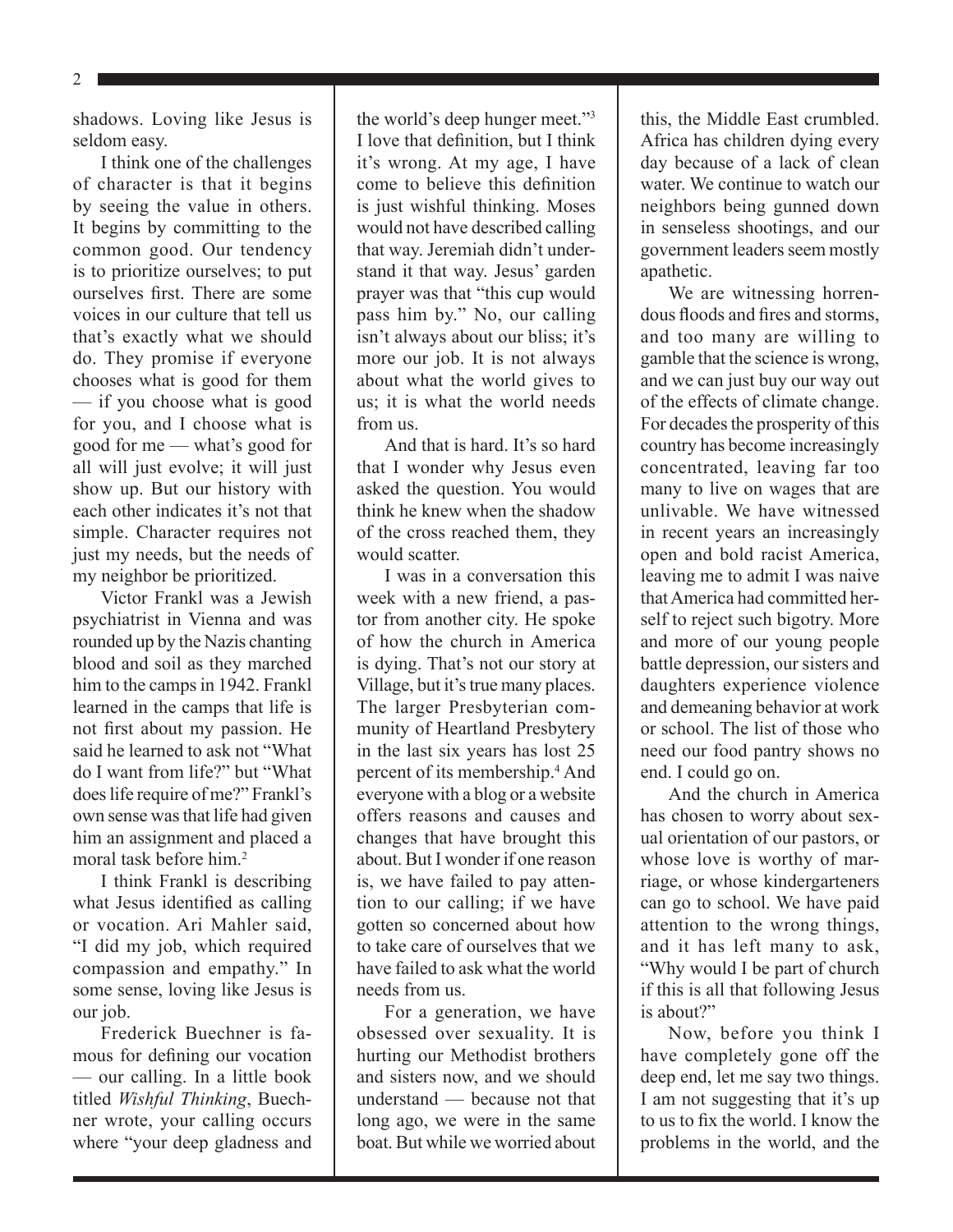shadows. Loving like Jesus is seldom easy.

I think one of the challenges of character is that it begins by seeing the value in others. It begins by committing to the common good. Our tendency is to prioritize ourselves; to put ourselves first. There are some voices in our culture that tell us that's exactly what we should do. They promise if everyone chooses what is good for them — if you choose what is good for you, and I choose what is good for me — what's good for all will just evolve; it will just show up. But our history with each other indicates it's not that simple. Character requires not just my needs, but the needs of my neighbor be prioritized.

Victor Frankl was a Jewish psychiatrist in Vienna and was rounded up by the Nazis chanting blood and soil as they marched him to the camps in 1942. Frankl learned in the camps that life is not first about my passion. He said he learned to ask not "What do I want from life?" but "What does life require of me?" Frankl's own sense was that life had given him an assignment and placed a moral task before him.[2]

I think Frankl is describing what Jesus identified as calling or vocation. Ari Mahler said, "I did my job, which required compassion and empathy." In some sense, loving like Jesus is our job.

Frederick Buechner is famous for defining our vocation — our calling. In a little book titled *Wishful Thinking*, Buechner wrote, your calling occurs where "your deep gladness and the world's deep hunger meet."[3] I love that definition, but I think it's wrong. At my age, I have come to believe this definition is just wishful thinking. Moses would not have described calling that way. Jeremiah didn't understand it that way. Jesus' garden prayer was that "this cup would pass him by." No, our calling isn't always about our bliss; it's more our job. It is not always about what the world gives to us; it is what the world needs from us.

And that is hard. It's so hard that I wonder why Jesus even asked the question. You would think he knew when the shadow of the cross reached them, they would scatter.

I was in a conversation this week with a new friend, a pastor from another city. He spoke of how the church in America is dying. That's not our story at Village, but it's true many places. The larger Presbyterian community of Heartland Presbytery in the last six years has lost 25 percent of its membership.[4] And everyone with a blog or a website offers reasons and causes and changes that have brought this about. But I wonder if one reason is, we have failed to pay attention to our calling; if we have gotten so concerned about how to take care of ourselves that we have failed to ask what the world needs from us.

For a generation, we have obsessed over sexuality. It is hurting our Methodist brothers and sisters now, and we should understand — because not that long ago, we were in the same boat. But while we worried about this, the Middle East crumbled. Africa has children dying every day because of a lack of clean water. We continue to watch our neighbors being gunned down in senseless shootings, and our government leaders seem mostly apathetic.

We are witnessing horrendous floods and fires and storms, and too many are willing to gamble that the science is wrong, and we can just buy our way out of the effects of climate change. For decades the prosperity of this country has become increasingly concentrated, leaving far too many to live on wages that are unlivable. We have witnessed in recent years an increasingly open and bold racist America, leaving me to admit I was naive that America had committed herself to reject such bigotry. More and more of our young people battle depression, our sisters and daughters experience violence and demeaning behavior at work or school. The list of those who need our food pantry shows no end. I could go on.

And the church in America has chosen to worry about sexual orientation of our pastors, or whose love is worthy of marriage, or whose kindergarteners can go to school. We have paid attention to the wrong things, and it has left many to ask, "Why would I be part of church if this is all that following Jesus is about?"

Now, before you think I have completely gone off the deep end, let me say two things. I am not suggesting that it's up to us to fix the world. I know the problems in the world, and the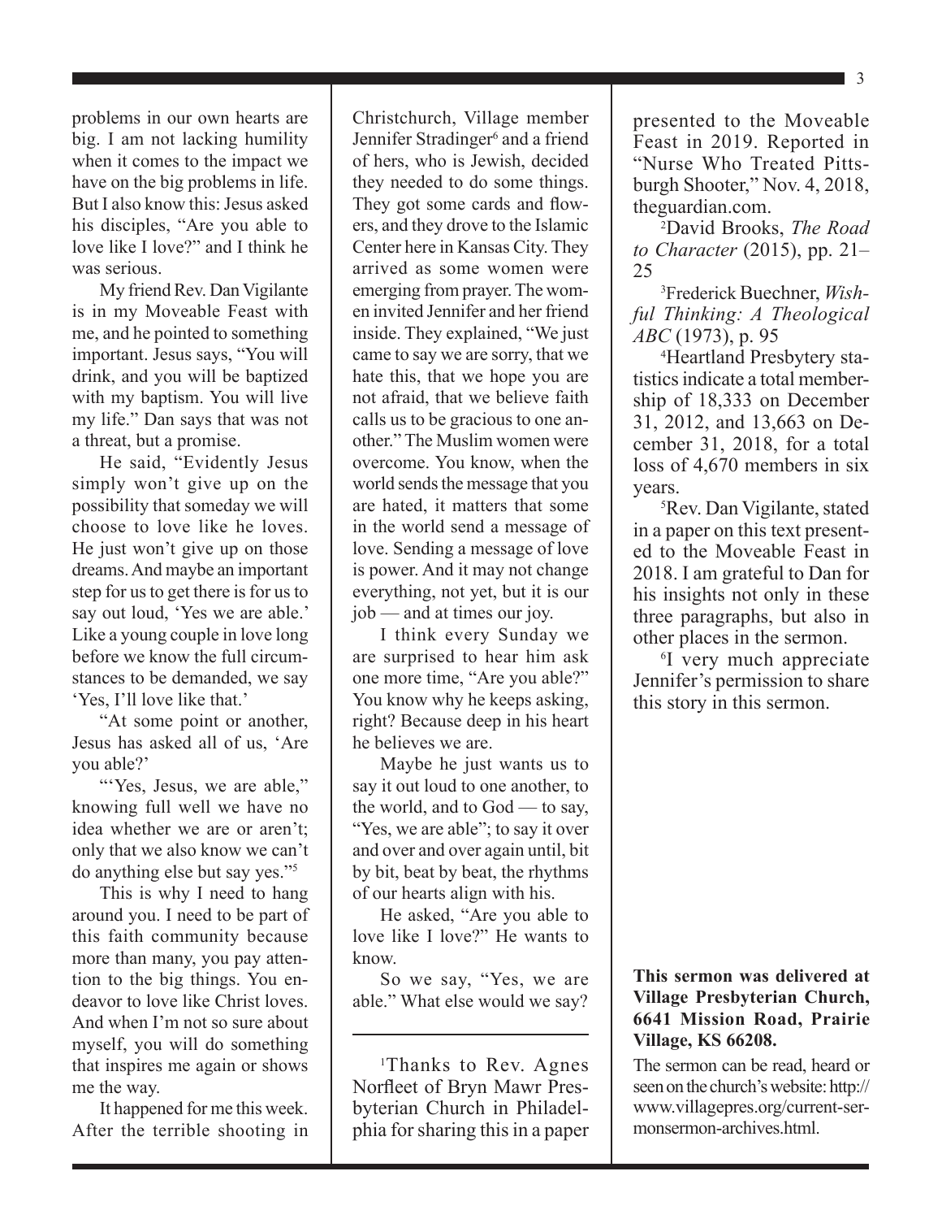problems in our own hearts are big. I am not lacking humility when it comes to the impact we have on the big problems in life. But I also know this: Jesus asked his disciples, "Are you able to love like I love?" and I think he was serious.

My friend Rev. Dan Vigilante is in my Moveable Feast with me, and he pointed to something important. Jesus says, "You will drink, and you will be baptized with my baptism. You will live my life." Dan says that was not a threat, but a promise.

He said, "Evidently Jesus simply won't give up on the possibility that someday we will choose to love like he loves. He just won't give up on those dreams. And maybe an important step for us to get there is for us to say out loud, 'Yes we are able.' Like a young couple in love long before we know the full circumstances to be demanded, we say 'Yes, I'll love like that.'

"At some point or another, Jesus has asked all of us, 'Are you able?'

"'Yes, Jesus, we are able," knowing full well we have no idea whether we are or aren't; only that we also know we can't do anything else but say yes."[5]

This is why I need to hang around you. I need to be part of this faith community because more than many, you pay attention to the big things. You endeavor to love like Christ loves. And when I'm not so sure about myself, you will do something that inspires me again or shows me the way.

It happened for me this week. After the terrible shooting in Christchurch, Village member Jennifer Stradinger[6] and a friend of hers, who is Jewish, decided they needed to do some things. They got some cards and flowers, and they drove to the Islamic Center here in Kansas City. They arrived as some women were emerging from prayer. The women invited Jennifer and her friend inside. They explained, "We just came to say we are sorry, that we hate this, that we hope you are not afraid, that we believe faith calls us to be gracious to one another." The Muslim women were overcome. You know, when the world sends the message that you are hated, it matters that some in the world send a message of love. Sending a message of love is power. And it may not change everything, not yet, but it is our job — and at times our joy.

I think every Sunday we are surprised to hear him ask one more time, "Are you able?" You know why he keeps asking, right? Because deep in his heart he believes we are.

Maybe he just wants us to say it out loud to one another, to the world, and to God — to say, "Yes, we are able"; to say it over and over and over again until, bit by bit, beat by beat, the rhythms of our hearts align with his.

He asked, "Are you able to love like I love?" He wants to know.

So we say, "Yes, we are able." What else would we say?

---

[1]Thanks to Rev. Agnes Norfleet of Bryn Mawr Presbyterian Church in Philadelphia for sharing this in a paper presented to the Moveable Feast in 2019. Reported in "Nurse Who Treated Pittsburgh Shooter," Nov. 4, 2018, theguardian.com.

[2]David Brooks, *The Road to Character* (2015), pp. 21–25

[3]Frederick Buechner, *Wishful Thinking: A Theological ABC* (1973), p. 95

[4]Heartland Presbytery statistics indicate a total membership of 18,333 on December 31, 2012, and 13,663 on December 31, 2018, for a total loss of 4,670 members in six years.

[5]Rev. Dan Vigilante, stated in a paper on this text presented to the Moveable Feast in 2018. I am grateful to Dan for his insights not only in these three paragraphs, but also in other places in the sermon.

[6]I very much appreciate Jennifer's permission to share this story in this sermon.

**This sermon was delivered at Village Presbyterian Church, 6641 Mission Road, Prairie Village, KS 66208.**

The sermon can be read, heard or seen on the church's website: http://www.villagepres.org/current-sermonsermon-archives.html.